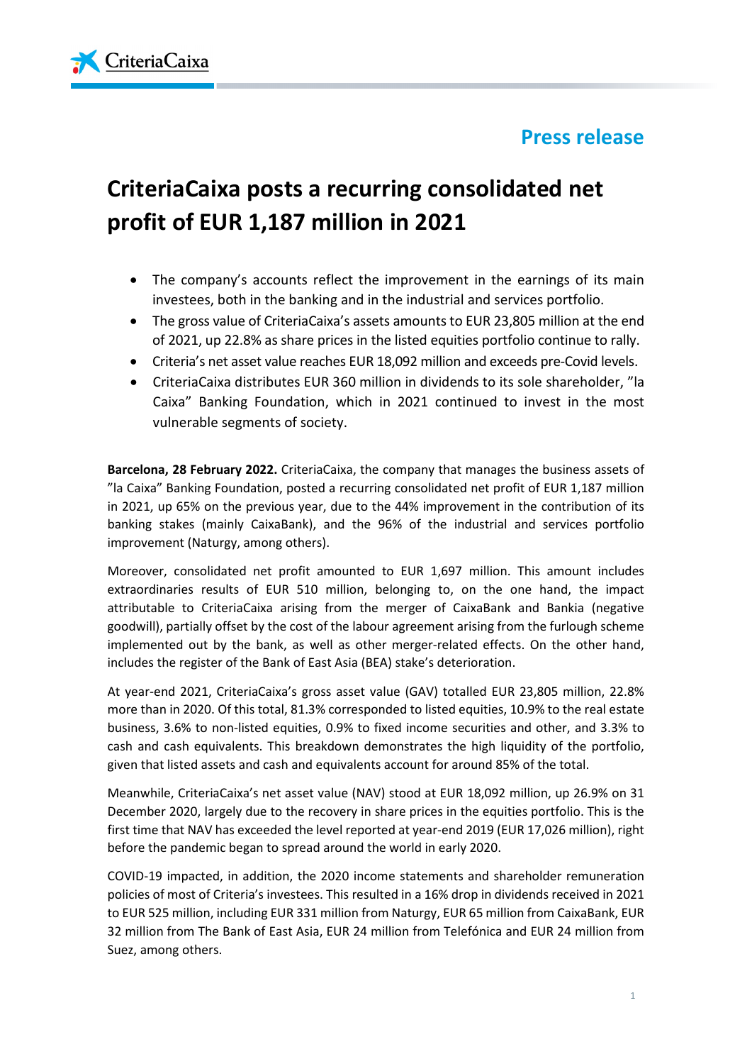**Press release**

# CriteriaCaixa posts a recurring consolidated net profit of EUR 1,187 million in 2021

- The company's accounts reflect the improvement in the earnings of its main investees, both in the banking and in the industrial and services portfolio.
- The gross value of CriteriaCaixa's assets amounts to EUR 23,805 million at the end of 2021, up 22.8% as share prices in the listed equities portfolio continue to rally.
- Criteria's net asset value reaches EUR 18,092 million and exceeds pre-Covid levels.
- CriteriaCaixa distributes EUR 360 million in dividends to its sole shareholder, "la Caixa" Banking Foundation, which in 2021 continued to invest in the most vulnerable segments of society.

**Barcelona, 28 February 2022.** CriteriaCaixa, the company that manages the business assets of "la Caixa" Banking Foundation, posted a recurring consolidated net profit of EUR 1,187 million in 2021, up 65% on the previous year, due to the 44% improvement in the contribution of its banking stakes (mainly CaixaBank), and the 96% of the industrial and services portfolio improvement (Naturgy, among others).

Moreover, consolidated net profit amounted to EUR 1,697 million. This amount includes extraordinaries results of EUR 510 million, belonging to, on the one hand, the impact attributable to CriteriaCaixa arising from the merger of CaixaBank and Bankia (negative goodwill), partially offset by the cost of the labour agreement arising from the furlough scheme implemented out by the bank, as well as other merger-related effects. On the other hand, includes the register of the Bank of East Asia (BEA) stake's deterioration.

At year-end 2021, CriteriaCaixa's gross asset value (GAV) totalled EUR 23,805 million, 22.8% more than in 2020. Of this total, 81.3% corresponded to listed equities, 10.9% to the real estate business, 3.6% to non-listed equities, 0.9% to fixed income securities and other, and 3.3% to cash and cash equivalents. This breakdown demonstrates the high liquidity of the portfolio, given that listed assets and cash and equivalents account for around 85% of the total.

Meanwhile, CriteriaCaixa's net asset value (NAV) stood at EUR 18,092 million, up 26.9% on 31 December 2020, largely due to the recovery in share prices in the equities portfolio. This is the first time that NAV has exceeded the level reported at year-end 2019 (EUR 17,026 million), right before the pandemic began to spread around the world in early 2020.

COVID-19 impacted, in addition, the 2020 income statements and shareholder remuneration policies of most of Criteria's investees. This resulted in a 16% drop in dividends received in 2021 to EUR 525 million, including EUR 331 million from Naturgy, EUR 65 million from CaixaBank, EUR 32 million from The Bank of East Asia, EUR 24 million from Telefónica and EUR 24 million from Suez, among others.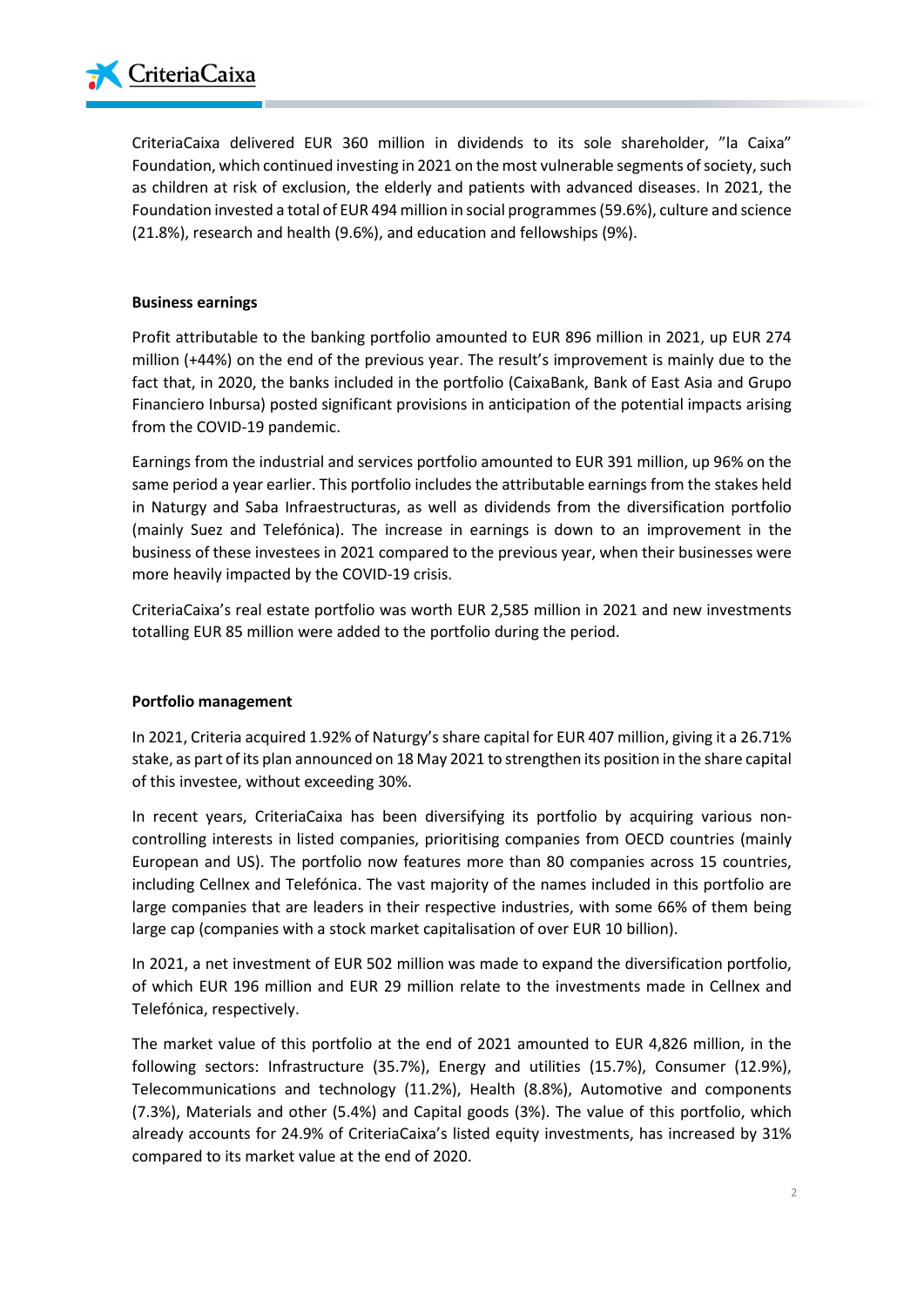CriteriaCaixa delivered EUR 360 million in dividends to its sole shareholder, "la Caixa" Foundation, which continued investing in 2021 on the most vulnerable segments of society, such as children at risk of exclusion, the elderly and patients with advanced diseases. In 2021, the Foundation invested a total of EUR 494 million in social programmes (59.6%), culture and science (21.8%), research and health (9.6%), and education and fellowships (9%).

**Business earnings**

Profit attributable to the banking portfolio amounted to EUR 896 million in 2021, up EUR 274 million (+44%) on the end of the previous year. The result's improvement is mainly due to the fact that, in 2020, the banks included in the portfolio (CaixaBank, Bank of East Asia and Grupo Financiero Inbursa) posted significant provisions in anticipation of the potential impacts arising from the COVID-19 pandemic.

Earnings from the industrial and services portfolio amounted to EUR 391 million, up 96% on the same period a year earlier. This portfolio includes the attributable earnings from the stakes held in Naturgy and Saba Infraestructuras, as well as dividends from the diversification portfolio (mainly Suez and Telefónica). The increase in earnings is down to an improvement in the business of these investees in 2021 compared to the previous year, when their businesses were more heavily impacted by the COVID-19 crisis.

CriteriaCaixa's real estate portfolio was worth EUR 2,585 million in 2021 and new investments totalling EUR 85 million were added to the portfolio during the period.

**Portfolio management**

In 2021, Criteria acquired 1.92% of Naturgy's share capital for EUR 407 million, giving it a 26.71% stake, as part of its plan announced on 18 May 2021 to strengthen its position in the share capital of this investee, without exceeding 30%.

In recent years, CriteriaCaixa has been diversifying its portfolio by acquiring various non-controlling interests in listed companies, prioritising companies from OECD countries (mainly European and US). The portfolio now features more than 80 companies across 15 countries, including Cellnex and Telefónica. The vast majority of the names included in this portfolio are large companies that are leaders in their respective industries, with some 66% of them being large cap (companies with a stock market capitalisation of over EUR 10 billion).

In 2021, a net investment of EUR 502 million was made to expand the diversification portfolio, of which EUR 196 million and EUR 29 million relate to the investments made in Cellnex and Telefónica, respectively.

The market value of this portfolio at the end of 2021 amounted to EUR 4,826 million, in the following sectors: Infrastructure (35.7%), Energy and utilities (15.7%), Consumer (12.9%), Telecommunications and technology (11.2%), Health (8.8%), Automotive and components (7.3%), Materials and other (5.4%) and Capital goods (3%). The value of this portfolio, which already accounts for 24.9% of CriteriaCaixa's listed equity investments, has increased by 31% compared to its market value at the end of 2020.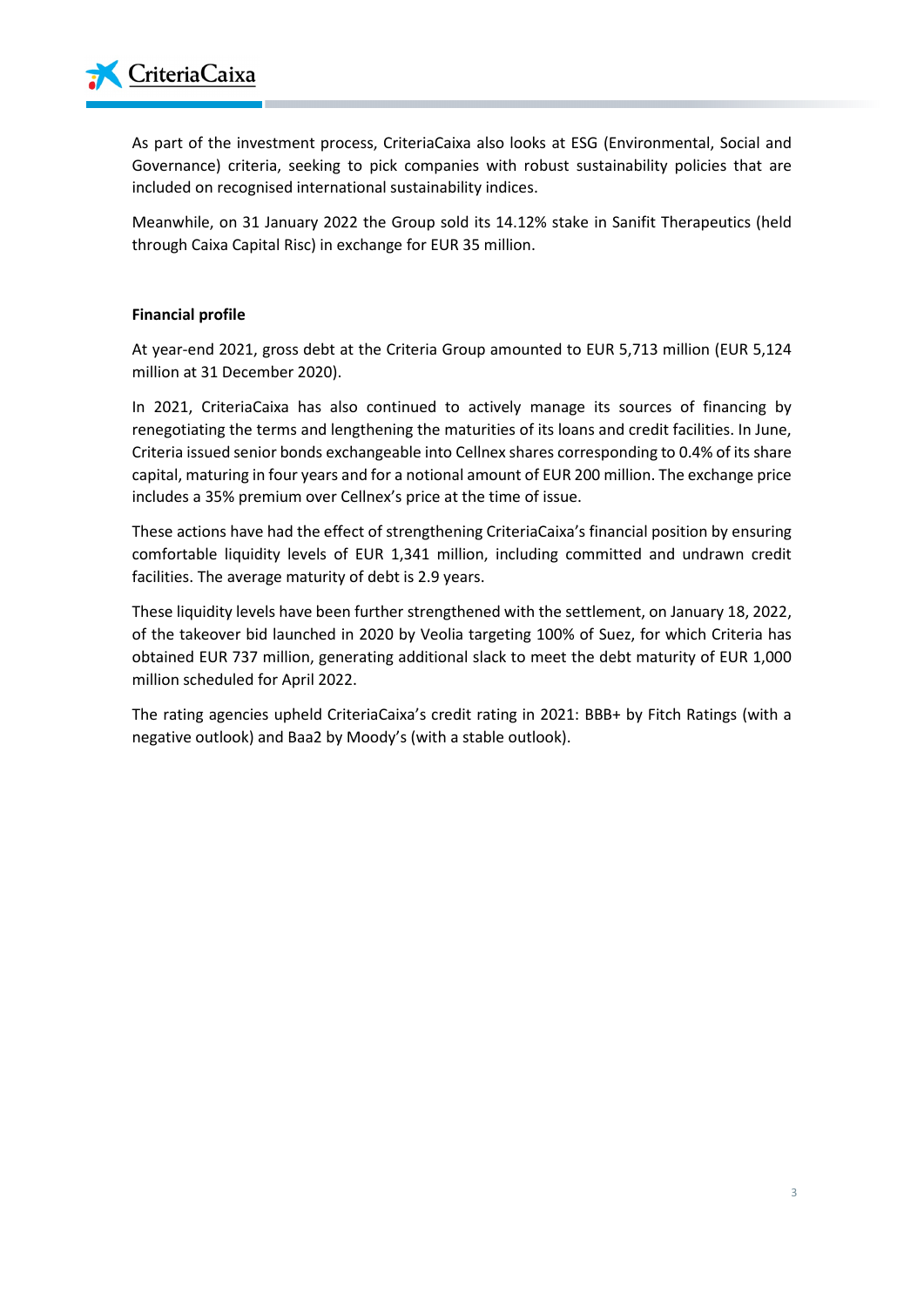As part of the investment process, CriteriaCaixa also looks at ESG (Environmental, Social and Governance) criteria, seeking to pick companies with robust sustainability policies that are included on recognised international sustainability indices.

Meanwhile, on 31 January 2022 the Group sold its 14.12% stake in Sanifit Therapeutics (held through Caixa Capital Risc) in exchange for EUR 35 million.

**Financial profile**

At year-end 2021, gross debt at the Criteria Group amounted to EUR 5,713 million (EUR 5,124 million at 31 December 2020).

In 2021, CriteriaCaixa has also continued to actively manage its sources of financing by renegotiating the terms and lengthening the maturities of its loans and credit facilities. In June, Criteria issued senior bonds exchangeable into Cellnex shares corresponding to 0.4% of its share capital, maturing in four years and for a notional amount of EUR 200 million. The exchange price includes a 35% premium over Cellnex's price at the time of issue.

These actions have had the effect of strengthening CriteriaCaixa's financial position by ensuring comfortable liquidity levels of EUR 1,341 million, including committed and undrawn credit facilities. The average maturity of debt is 2.9 years.

These liquidity levels have been further strengthened with the settlement, on January 18, 2022, of the takeover bid launched in 2020 by Veolia targeting 100% of Suez, for which Criteria has obtained EUR 737 million, generating additional slack to meet the debt maturity of EUR 1,000 million scheduled for April 2022.

The rating agencies upheld CriteriaCaixa's credit rating in 2021: BBB+ by Fitch Ratings (with a negative outlook) and Baa2 by Moody's (with a stable outlook).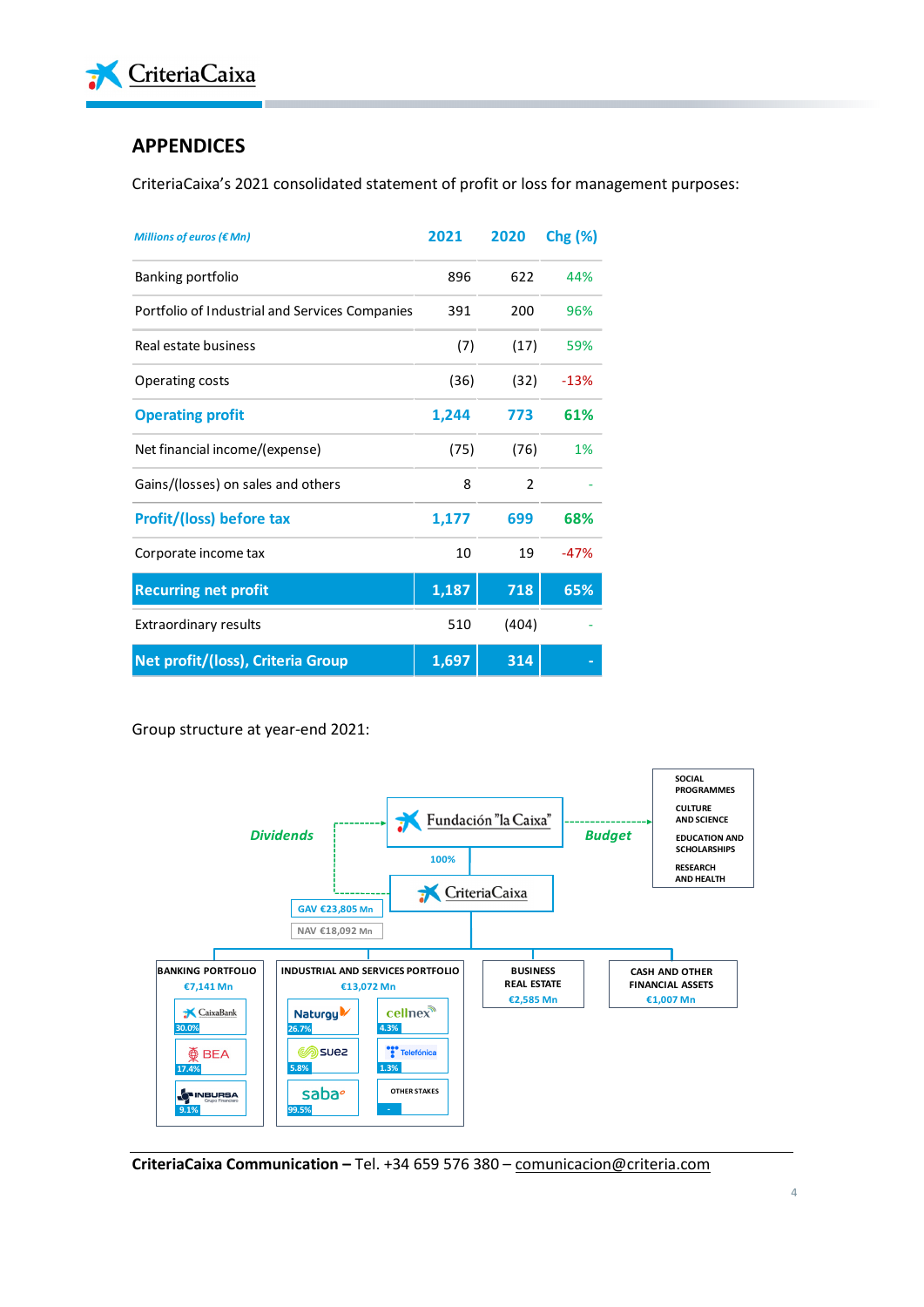## APPENDICES

CriteriaCaixa's 2021 consolidated statement of profit or loss for management purposes:

| *Millions of euros (€ Mn)* | 2021 | 2020 | Chg (%) |
|---|---|---|---|
| Banking portfolio | 896 | 622 | 44% |
| Portfolio of Industrial and Services Companies | 391 | 200 | 96% |
| Real estate business | (7) | (17) | 59% |
| Operating costs | (36) | (32) | -13% |
| **Operating profit** | **1,244** | **773** | **61%** |
| Net financial income/(expense) | (75) | (76) | 1% |
| Gains/(losses) on sales and others | 8 | 2 | - |
| **Profit/(loss) before tax** | **1,177** | **699** | **68%** |
| Corporate income tax | 10 | 19 | -47% |
| **Recurring net profit** | **1,187** | **718** | **65%** |
| Extraordinary results | 510 | (404) | - |
| **Net profit/(loss), Criteria Group** | **1,697** | **314** | **-** |

Group structure at year-end 2021:

Fundación "la Caixa"

Dividends

Budget

SOCIAL PROGRAMMES
CULTURE AND SCIENCE
EDUCATION AND SCHOLARSHIPS
RESEARCH AND HEALTH

100%

CriteriaCaixa

GAV €23,805 Mn

NAV €18,092 Mn

BANKING PORTFOLIO €7,141 Mn
CaixaBank 30.0%
BEA 17.4%
INBURSA 9.1%

INDUSTRIAL AND SERVICES PORTFOLIO €13,072 Mn
Naturgy 26.7%
cellnex 4.3%
suez 5.8%
Telefónica 1.3%
saba 99.5%
OTHER STAKES -

BUSINESS REAL ESTATE €2,585 Mn

CASH AND OTHER FINANCIAL ASSETS €1,007 Mn

**CriteriaCaixa Communication –** Tel. +34 659 576 380 – comunicacion@criteria.com